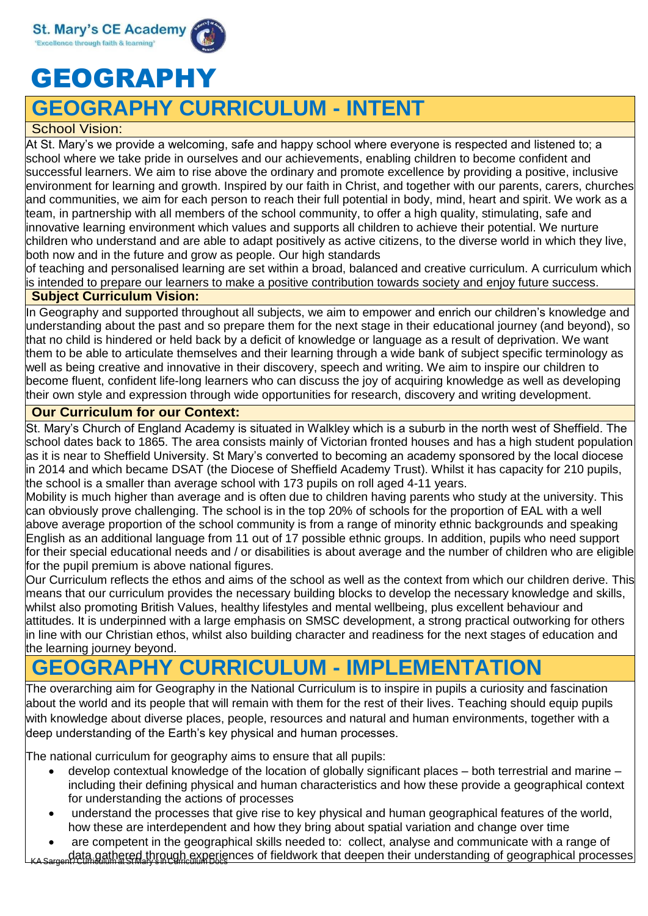St. Mary's CE Academy
'Excellence through faith & learning'

# GEOGRAPHY

## GEOGRAPHY CURRICULUM - INTENT

### School Vision:

At St. Mary's we provide a welcoming, safe and happy school where everyone is respected and listened to; a school where we take pride in ourselves and our achievements, enabling children to become confident and successful learners. We aim to rise above the ordinary and promote excellence by providing a positive, inclusive environment for learning and growth. Inspired by our faith in Christ, and together with our parents, carers, churches and communities, we aim for each person to reach their full potential in body, mind, heart and spirit. We work as a team, in partnership with all members of the school community, to offer a high quality, stimulating, safe and innovative learning environment which values and supports all children to achieve their potential. We nurture children who understand and are able to adapt positively as active citizens, to the diverse world in which they live, both now and in the future and grow as people. Our high standards of teaching and personalised learning are set within a broad, balanced and creative curriculum. A curriculum which is intended to prepare our learners to make a positive contribution towards society and enjoy future success.

### Subject Curriculum Vision:

In Geography and supported throughout all subjects, we aim to empower and enrich our children's knowledge and understanding about the past and so prepare them for the next stage in their educational journey (and beyond), so that no child is hindered or held back by a deficit of knowledge or language as a result of deprivation. We want them to be able to articulate themselves and their learning through a wide bank of subject specific terminology as well as being creative and innovative in their discovery, speech and writing. We aim to inspire our children to become fluent, confident life-long learners who can discuss the joy of acquiring knowledge as well as developing their own style and expression through wide opportunities for research, discovery and writing development.

### Our Curriculum for our Context:

St. Mary's Church of England Academy is situated in Walkley which is a suburb in the north west of Sheffield. The school dates back to 1865. The area consists mainly of Victorian fronted houses and has a high student population as it is near to Sheffield University. St Mary's converted to becoming an academy sponsored by the local diocese in 2014 and which became DSAT (the Diocese of Sheffield Academy Trust). Whilst it has capacity for 210 pupils, the school is a smaller than average school with 173 pupils on roll aged 4-11 years.

Mobility is much higher than average and is often due to children having parents who study at the university. This can obviously prove challenging. The school is in the top 20% of schools for the proportion of EAL with a well above average proportion of the school community is from a range of minority ethnic backgrounds and speaking English as an additional language from 11 out of 17 possible ethnic groups. In addition, pupils who need support for their special educational needs and / or disabilities is about average and the number of children who are eligible for the pupil premium is above national figures.

Our Curriculum reflects the ethos and aims of the school as well as the context from which our children derive. This means that our curriculum provides the necessary building blocks to develop the necessary knowledge and skills, whilst also promoting British Values, healthy lifestyles and mental wellbeing, plus excellent behaviour and attitudes. It is underpinned with a large emphasis on SMSC development, a strong practical outworking for others in line with our Christian ethos, whilst also building character and readiness for the next stages of education and the learning journey beyond.

## GEOGRAPHY CURRICULUM - IMPLEMENTATION

The overarching aim for Geography in the National Curriculum is to inspire in pupils a curiosity and fascination about the world and its people that will remain with them for the rest of their lives. Teaching should equip pupils with knowledge about diverse places, people, resources and natural and human environments, together with a deep understanding of the Earth's key physical and human processes.

The national curriculum for geography aims to ensure that all pupils:

- develop contextual knowledge of the location of globally significant places – both terrestrial and marine – including their defining physical and human characteristics and how these provide a geographical context for understanding the actions of processes
- understand the processes that give rise to key physical and human geographical features of the world, how these are interdependent and how they bring about spatial variation and change over time
- are competent in the geographical skills needed to: collect, analyse and communicate with a range of data gathered through experiences of fieldwork that deepen their understanding of geographical processes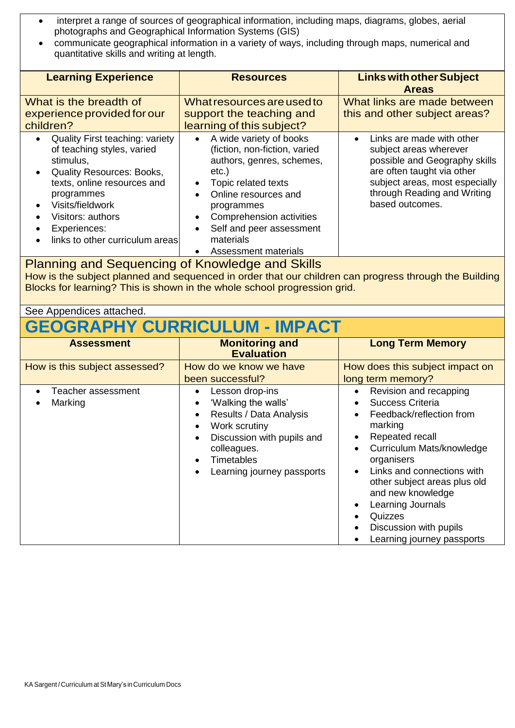- interpret a range of sources of geographical information, including maps, diagrams, globes, aerial photographs and Geographical Information Systems (GIS)
- communicate geographical information in a variety of ways, including through maps, numerical and quantitative skills and writing at length.

| Learning Experience | Resources | Links with other Subject Areas |
|---|---|---|
| What is the breadth of experience provided for our children? | What resources are used to support the teaching and learning of this subject? | What links are made between this and other subject areas? |
| • Quality First teaching: variety of teaching styles, varied stimulus,<br>• Quality Resources: Books, texts, online resources and programmes<br>• Visits/fieldwork<br>• Visitors: authors<br>• Experiences:<br>• links to other curriculum areas | • A wide variety of books (fiction, non-fiction, varied authors, genres, schemes, etc.)<br>• Topic related texts<br>• Online resources and programmes<br>• Comprehension activities<br>• Self and peer assessment materials<br>• Assessment materials | • Links are made with other subject areas wherever possible and Geography skills are often taught via other subject areas, most especially through Reading and Writing based outcomes. |

## Planning and Sequencing of Knowledge and Skills

How is the subject planned and sequenced in order that our children can progress through the Building Blocks for learning? This is shown in the whole school progression grid.

See Appendices attached.

# GEOGRAPHY CURRICULUM - IMPACT

| Assessment | Monitoring and Evaluation | Long Term Memory |
|---|---|---|
| How is this subject assessed? | How do we know we have been successful? | How does this subject impact on long term memory? |
| • Teacher assessment<br>• Marking | • Lesson drop-ins<br>• 'Walking the walls'<br>• Results / Data Analysis<br>• Work scrutiny<br>• Discussion with pupils and colleagues.<br>• Timetables<br>• Learning journey passports | • Revision and recapping<br>• Success Criteria<br>• Feedback/reflection from marking<br>• Repeated recall<br>• Curriculum Mats/knowledge organisers<br>• Links and connections with other subject areas plus old and new knowledge<br>• Learning Journals<br>• Quizzes<br>• Discussion with pupils<br>• Learning journey passports |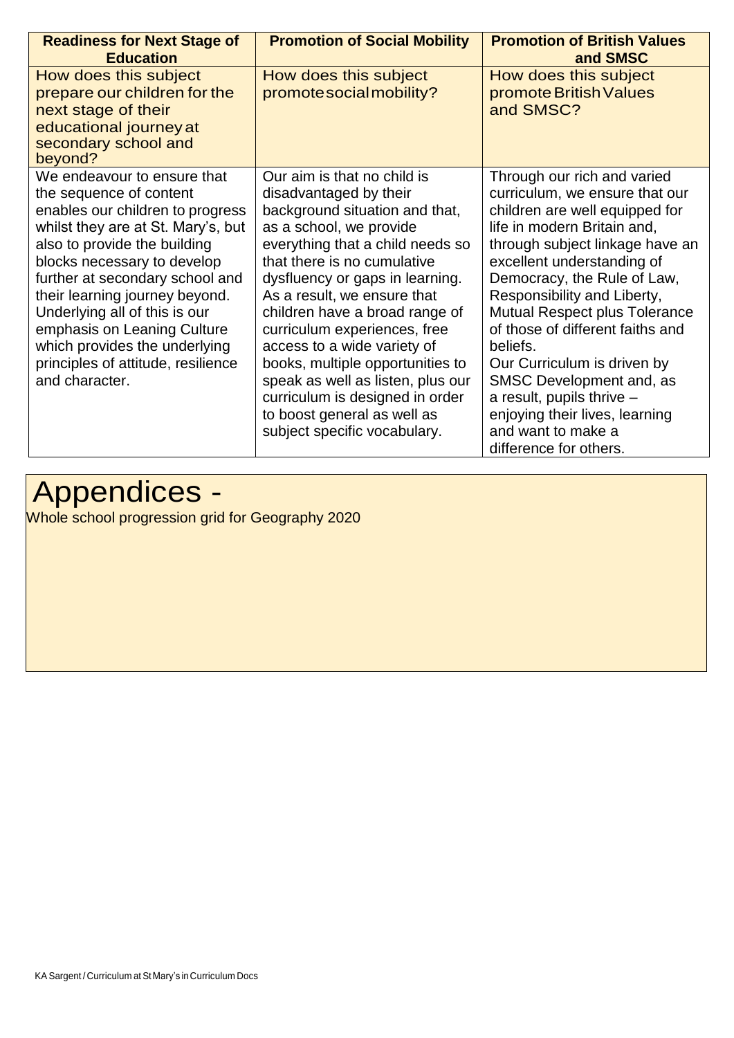| Readiness for Next Stage of Education | Promotion of Social Mobility | Promotion of British Values and SMSC |
|---|---|---|
| How does this subject prepare our children for the next stage of their educational journey at secondary school and beyond? | How does this subject promote social mobility? | How does this subject promote British Values and SMSC? |
| We endeavour to ensure that the sequence of content enables our children to progress whilst they are at St. Mary's, but also to provide the building blocks necessary to develop further at secondary school and their learning journey beyond. Underlying all of this is our emphasis on Leaning Culture which provides the underlying principles of attitude, resilience and character. | Our aim is that no child is disadvantaged by their background situation and that, as a school, we provide everything that a child needs so that there is no cumulative dysfluency or gaps in learning. As a result, we ensure that children have a broad range of curriculum experiences, free access to a wide variety of books, multiple opportunities to speak as well as listen, plus our curriculum is designed in order to boost general as well as subject specific vocabulary. | Through our rich and varied curriculum, we ensure that our children are well equipped for life in modern Britain and, through subject linkage have an excellent understanding of Democracy, the Rule of Law, Responsibility and Liberty, Mutual Respect plus Tolerance of those of different faiths and beliefs.<br>Our Curriculum is driven by SMSC Development and, as a result, pupils thrive – enjoying their lives, learning and want to make a difference for others. |

# Appendices -

Whole school progression grid for Geography 2020